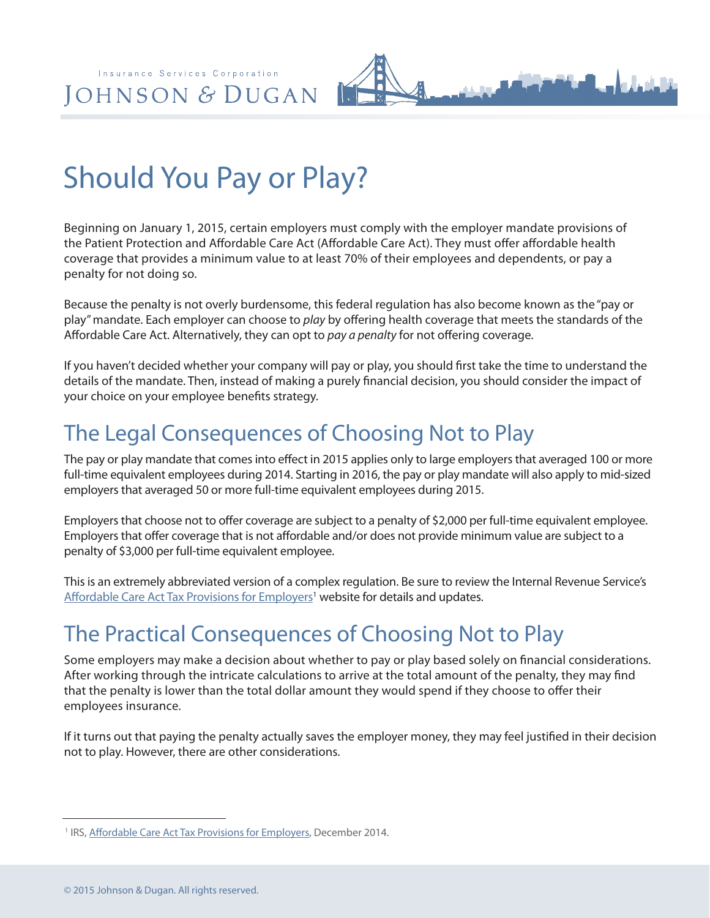# Should You Pay or Play?

Beginning on January 1, 2015, certain employers must comply with the employer mandate provisions of the Patient Protection and Affordable Care Act (Affordable Care Act). They must offer affordable health coverage that provides a minimum value to at least 70% of their employees and dependents, or pay a penalty for not doing so.

Because the penalty is not overly burdensome, this federal regulation has also become known as the "pay or play" mandate. Each employer can choose to *play* by offering health coverage that meets the standards of the Affordable Care Act. Alternatively, they can opt to *pay a penalty* for not offering coverage.

If you haven't decided whether your company will pay or play, you should first take the time to understand the details of the mandate. Then, instead of making a purely financial decision, you should consider the impact of your choice on your employee benefits strategy.

## The Legal Consequences of Choosing Not to Play

The pay or play mandate that comes into effect in 2015 applies only to large employers that averaged 100 or more full-time equivalent employees during 2014. Starting in 2016, the pay or play mandate will also apply to mid-sized employers that averaged 50 or more full-time equivalent employees during 2015.

Employers that choose not to offer coverage are subject to a penalty of $2,000 per full-time equivalent employee. Employers that offer coverage that is not affordable and/or does not provide minimum value are subject to a penalty of $3,000 per full-time equivalent employee.

This is an extremely abbreviated version of a complex regulation. Be sure to review the Internal Revenue Service's Affordable Care Act Tax Provisions for Employers[1] website for details and updates.

## The Practical Consequences of Choosing Not to Play

Some employers may make a decision about whether to pay or play based solely on financial considerations. After working through the intricate calculations to arrive at the total amount of the penalty, they may find that the penalty is lower than the total dollar amount they would spend if they choose to offer their employees insurance.

If it turns out that paying the penalty actually saves the employer money, they may feel justified in their decision not to play. However, there are other considerations.

[1] IRS, Affordable Care Act Tax Provisions for Employers, December 2014.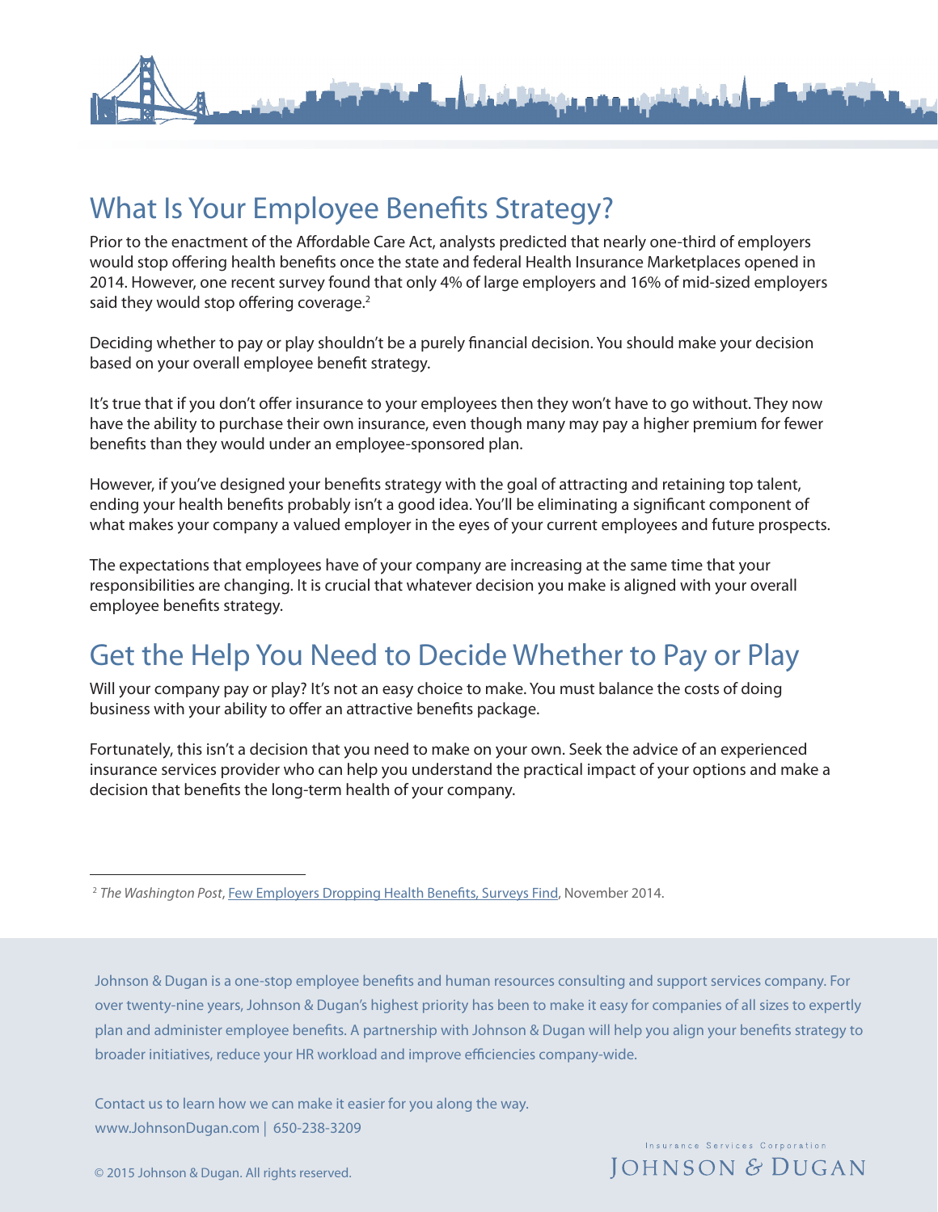## What Is Your Employee Benefits Strategy?

Prior to the enactment of the Affordable Care Act, analysts predicted that nearly one-third of employers would stop offering health benefits once the state and federal Health Insurance Marketplaces opened in 2014. However, one recent survey found that only 4% of large employers and 16% of mid-sized employers said they would stop offering coverage.[2]

Deciding whether to pay or play shouldn't be a purely financial decision. You should make your decision based on your overall employee benefit strategy.

It's true that if you don't offer insurance to your employees then they won't have to go without. They now have the ability to purchase their own insurance, even though many may pay a higher premium for fewer benefits than they would under an employee-sponsored plan.

However, if you've designed your benefits strategy with the goal of attracting and retaining top talent, ending your health benefits probably isn't a good idea. You'll be eliminating a significant component of what makes your company a valued employer in the eyes of your current employees and future prospects.

The expectations that employees have of your company are increasing at the same time that your responsibilities are changing. It is crucial that whatever decision you make is aligned with your overall employee benefits strategy.

## Get the Help You Need to Decide Whether to Pay or Play

Will your company pay or play? It's not an easy choice to make. You must balance the costs of doing business with your ability to offer an attractive benefits package.

Fortunately, this isn't a decision that you need to make on your own. Seek the advice of an experienced insurance services provider who can help you understand the practical impact of your options and make a decision that benefits the long-term health of your company.

---

[2] *The Washington Post*, Few Employers Dropping Health Benefits, Surveys Find, November 2014.

Johnson & Dugan is a one-stop employee benefits and human resources consulting and support services company. For over twenty-nine years, Johnson & Dugan's highest priority has been to make it easy for companies of all sizes to expertly plan and administer employee benefits. A partnership with Johnson & Dugan will help you align your benefits strategy to broader initiatives, reduce your HR workload and improve efficiencies company-wide.

Contact us to learn how we can make it easier for you along the way.
www.JohnsonDugan.com | 650-238-3209

© 2015 Johnson & Dugan. All rights reserved.

Insurance Services Corporation
JOHNSON & DUGAN